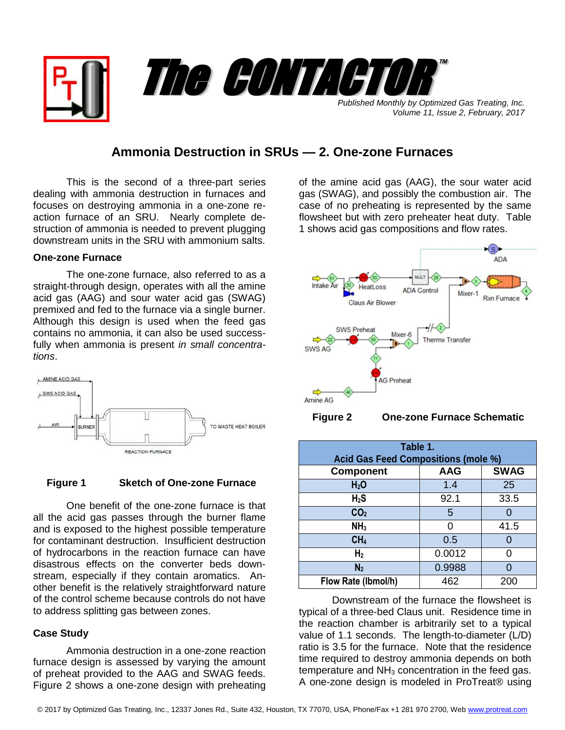# The CONTACTOR™

*Published Monthly by Optimized Gas Treating, Inc.*
*Volume 11, Issue 2, February, 2017*

## Ammonia Destruction in SRUs — 2. One-zone Furnaces

This is the second of a three-part series dealing with ammonia destruction in furnaces and focuses on destroying ammonia in a one-zone reaction furnace of an SRU. Nearly complete destruction of ammonia is needed to prevent plugging downstream units in the SRU with ammonium salts.

### One-zone Furnace

The one-zone furnace, also referred to as a straight-through design, operates with all the amine acid gas (AAG) and sour water acid gas (SWAG) premixed and fed to the furnace via a single burner. Although this design is used when the feed gas contains no ammonia, it can also be used successfully when ammonia is present *in small concentrations*.

**Figure 1** **Sketch of One-zone Furnace**

One benefit of the one-zone furnace is that all the acid gas passes through the burner flame and is exposed to the highest possible temperature for contaminant destruction. Insufficient destruction of hydrocarbons in the reaction furnace can have disastrous effects on the converter beds downstream, especially if they contain aromatics. Another benefit is the relatively straightforward nature of the control scheme because controls do not have to address splitting gas between zones.

### Case Study

Ammonia destruction in a one-zone reaction furnace design is assessed by varying the amount of preheat provided to the AAG and SWAG feeds. Figure 2 shows a one-zone design with preheating of the amine acid gas (AAG), the sour water acid gas (SWAG), and possibly the combustion air. The case of no preheating is represented by the same flowsheet but with zero preheater heat duty. Table 1 shows acid gas compositions and flow rates.

**Figure 2** **One-zone Furnace Schematic**

| Table 1. Acid Gas Feed Compositions (mole %) | | |
|---|---|---|
| **Component** | **AAG** | **SWAG** |
| $H_2O$ | 1.4 | 25 |
| $H_2S$ | 92.1 | 33.5 |
| $CO_2$ | 5 | 0 |
| $NH_3$ | 0 | 41.5 |
| $CH_4$ | 0.5 | 0 |
| $H_2$ | 0.0012 | 0 |
| $N_2$ | 0.9988 | 0 |
| Flow Rate (lbmol/h) | 462 | 200 |

Downstream of the furnace the flowsheet is typical of a three-bed Claus unit. Residence time in the reaction chamber is arbitrarily set to a typical value of 1.1 seconds. The length-to-diameter (L/D) ratio is 3.5 for the furnace. Note that the residence time required to destroy ammonia depends on both temperature and $NH_3$ concentration in the feed gas. A one-zone design is modeled in ProTreat® using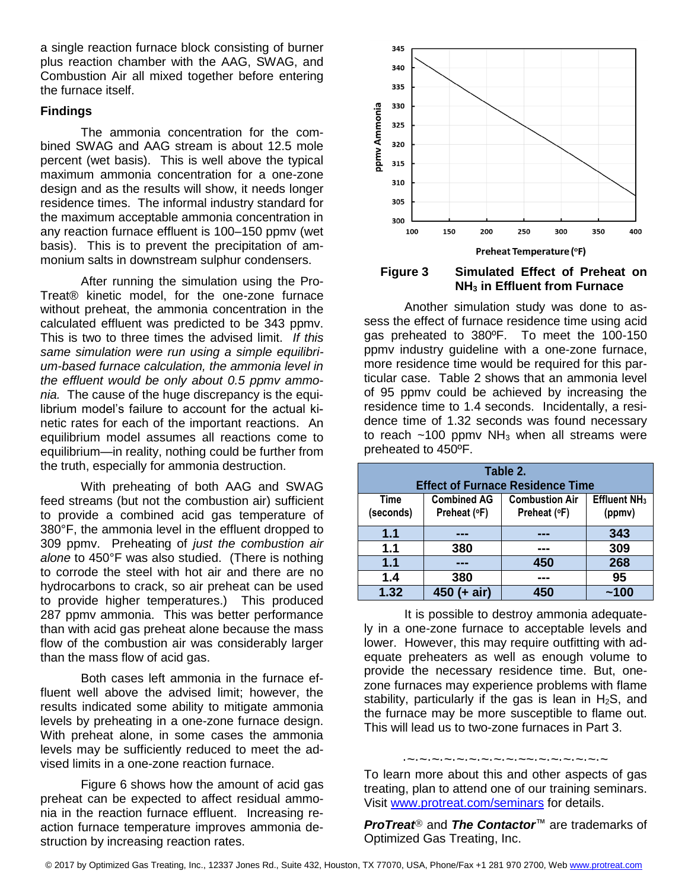a single reaction furnace block consisting of burner plus reaction chamber with the AAG, SWAG, and Combustion Air all mixed together before entering the furnace itself.

### Findings

The ammonia concentration for the combined SWAG and AAG stream is about 12.5 mole percent (wet basis). This is well above the typical maximum ammonia concentration for a one-zone design and as the results will show, it needs longer residence times. The informal industry standard for the maximum acceptable ammonia concentration in any reaction furnace effluent is 100–150 ppmv (wet basis). This is to prevent the precipitation of ammonium salts in downstream sulphur condensers.

After running the simulation using the ProTreat® kinetic model, for the one-zone furnace without preheat, the ammonia concentration in the calculated effluent was predicted to be 343 ppmv. This is two to three times the advised limit. *If this same simulation were run using a simple equilibrium-based furnace calculation, the ammonia level in the effluent would be only about 0.5 ppmv ammonia.* The cause of the huge discrepancy is the equilibrium model's failure to account for the actual kinetic rates for each of the important reactions. An equilibrium model assumes all reactions come to equilibrium—in reality, nothing could be further from the truth, especially for ammonia destruction.

With preheating of both AAG and SWAG feed streams (but not the combustion air) sufficient to provide a combined acid gas temperature of 380°F, the ammonia level in the effluent dropped to 309 ppmv. Preheating of *just the combustion air alone* to 450°F was also studied. (There is nothing to corrode the steel with hot air and there are no hydrocarbons to crack, so air preheat can be used to provide higher temperatures.) This produced 287 ppmv ammonia. This was better performance than with acid gas preheat alone because the mass flow of the combustion air was considerably larger than the mass flow of acid gas.

Both cases left ammonia in the furnace effluent well above the advised limit; however, the results indicated some ability to mitigate ammonia levels by preheating in a one-zone furnace design. With preheat alone, in some cases the ammonia levels may be sufficiently reduced to meet the advised limits in a one-zone reaction furnace.

Figure 6 shows how the amount of acid gas preheat can be expected to affect residual ammonia in the reaction furnace effluent. Increasing reaction furnace temperature improves ammonia destruction by increasing reaction rates.

ppmv Ammonia
345
340
335
330
325
320
315
310
305
300
100 150 200 250 300 350 400
Preheat Temperature (°F)

**Figure 3 Simulated Effect of Preheat on $NH_3$ in Effluent from Furnace**

Another simulation study was done to assess the effect of furnace residence time using acid gas preheated to 380ºF. To meet the 100-150 ppmv industry guideline with a one-zone furnace, more residence time would be required for this particular case. Table 2 shows that an ammonia level of 95 ppmv could be achieved by increasing the residence time to 1.4 seconds. Incidentally, a residence time of 1.32 seconds was found necessary to reach ~100 ppmv $NH_3$ when all streams were preheated to 450ºF.

**Table 2. Effect of Furnace Residence Time**

| Time (seconds) | Combined AG Preheat (°F) | Combustion Air Preheat (°F) | Effluent $NH_3$ (ppmv) |
|---|---|---|---|
| 1.1 | --- | --- | 343 |
| 1.1 | 380 | --- | 309 |
| 1.1 | --- | 450 | 268 |
| 1.4 | 380 | --- | 95 |
| 1.32 | 450 (+ air) | 450 | ~100 |

It is possible to destroy ammonia adequately in a one-zone furnace to acceptable levels and lower. However, this may require outfitting with adequate preheaters as well as enough volume to provide the necessary residence time. But, one-zone furnaces may experience problems with flame stability, particularly if the gas is lean in $H_2S$, and the furnace may be more susceptible to flame out. This will lead us to two-zone furnaces in Part 3.

.~.~.~.~.~.~.~.~.~.~.~~.~.~.~.~.~.~.~

To learn more about this and other aspects of gas treating, plan to attend one of our training seminars. Visit www.protreat.com/seminars for details.

***ProTreat***® and ***The Contactor***™ are trademarks of Optimized Gas Treating, Inc.

© 2017 by Optimized Gas Treating, Inc., 12337 Jones Rd., Suite 432, Houston, TX 77070, USA, Phone/Fax +1 281 970 2700, Web www.protreat.com